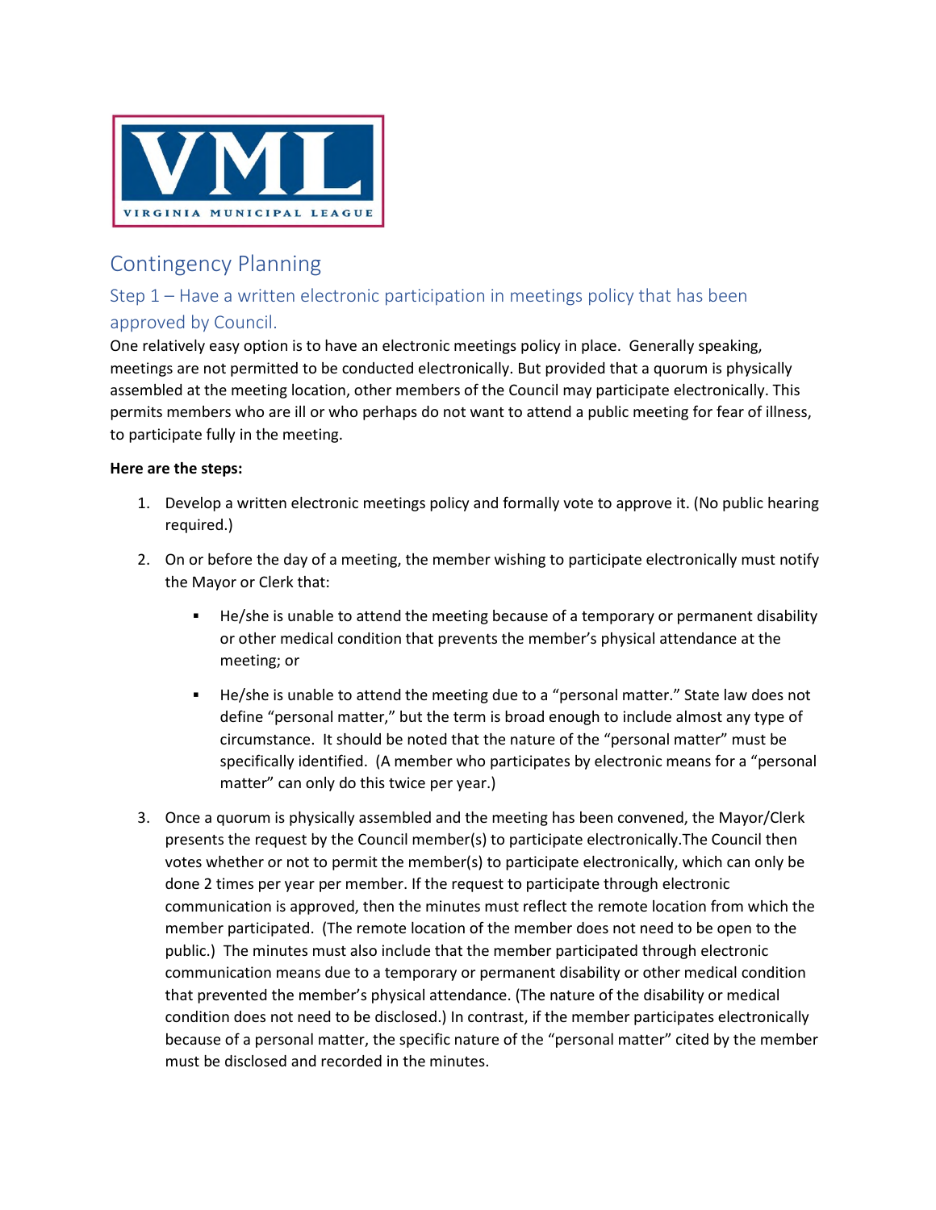VML
VIRGINIA MUNICIPAL LEAGUE

# Contingency Planning

## Step 1 – Have a written electronic participation in meetings policy that has been approved by Council.

One relatively easy option is to have an electronic meetings policy in place. Generally speaking, meetings are not permitted to be conducted electronically. But provided that a quorum is physically assembled at the meeting location, other members of the Council may participate electronically. This permits members who are ill or who perhaps do not want to attend a public meeting for fear of illness, to participate fully in the meeting.

**Here are the steps:**

1. Develop a written electronic meetings policy and formally vote to approve it. (No public hearing required.)

2. On or before the day of a meeting, the member wishing to participate electronically must notify the Mayor or Clerk that:

   - He/she is unable to attend the meeting because of a temporary or permanent disability or other medical condition that prevents the member's physical attendance at the meeting; or

   - He/she is unable to attend the meeting due to a "personal matter." State law does not define "personal matter," but the term is broad enough to include almost any type of circumstance. It should be noted that the nature of the "personal matter" must be specifically identified. (A member who participates by electronic means for a "personal matter" can only do this twice per year.)

3. Once a quorum is physically assembled and the meeting has been convened, the Mayor/Clerk presents the request by the Council member(s) to participate electronically.The Council then votes whether or not to permit the member(s) to participate electronically, which can only be done 2 times per year per member. If the request to participate through electronic communication is approved, then the minutes must reflect the remote location from which the member participated. (The remote location of the member does not need to be open to the public.) The minutes must also include that the member participated through electronic communication means due to a temporary or permanent disability or other medical condition that prevented the member's physical attendance. (The nature of the disability or medical condition does not need to be disclosed.) In contrast, if the member participates electronically because of a personal matter, the specific nature of the "personal matter" cited by the member must be disclosed and recorded in the minutes.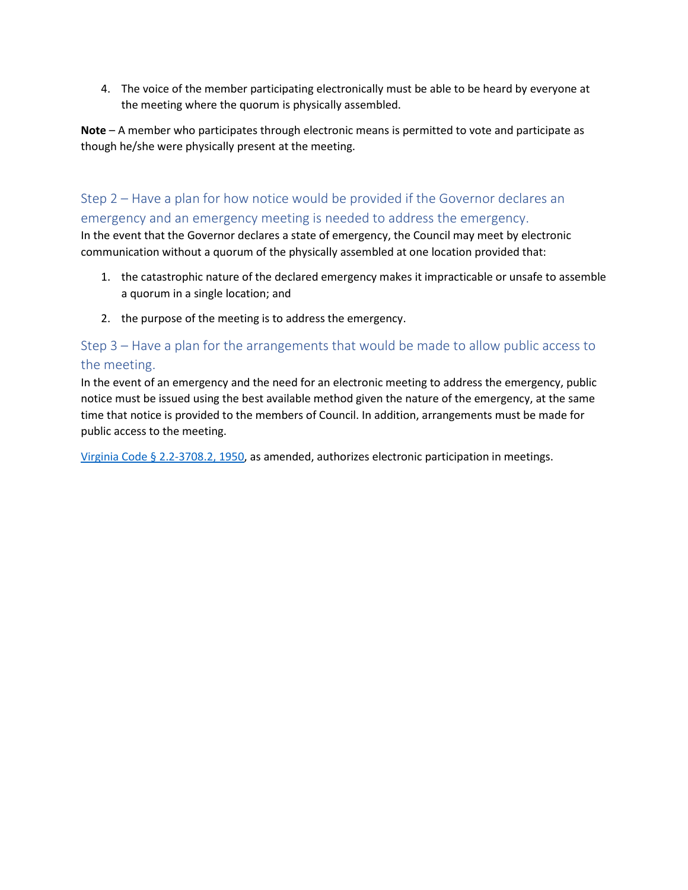4. The voice of the member participating electronically must be able to be heard by everyone at the meeting where the quorum is physically assembled.

**Note** – A member who participates through electronic means is permitted to vote and participate as though he/she were physically present at the meeting.

## Step 2 – Have a plan for how notice would be provided if the Governor declares an emergency and an emergency meeting is needed to address the emergency.

In the event that the Governor declares a state of emergency, the Council may meet by electronic communication without a quorum of the physically assembled at one location provided that:

1. the catastrophic nature of the declared emergency makes it impracticable or unsafe to assemble a quorum in a single location; and
2. the purpose of the meeting is to address the emergency.

## Step 3 – Have a plan for the arrangements that would be made to allow public access to the meeting.

In the event of an emergency and the need for an electronic meeting to address the emergency, public notice must be issued using the best available method given the nature of the emergency, at the same time that notice is provided to the members of Council. In addition, arrangements must be made for public access to the meeting.

Virginia Code § 2.2-3708.2, 1950, as amended, authorizes electronic participation in meetings.